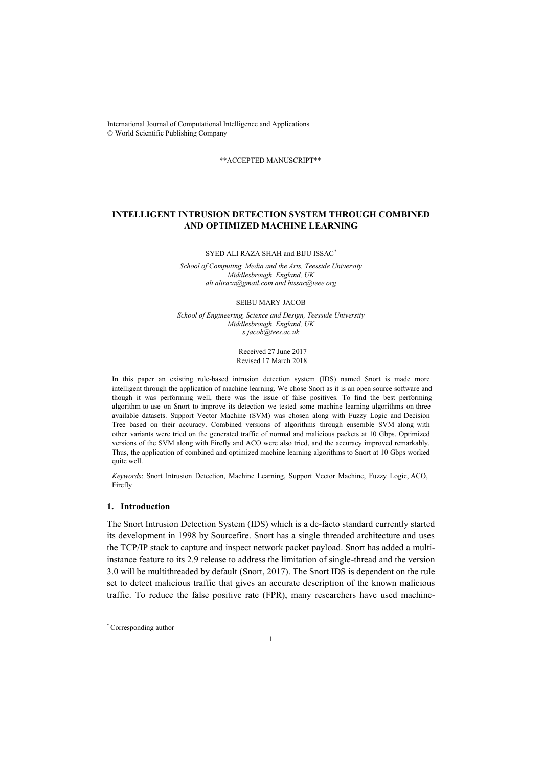International Journal of Computational Intelligence and Applications
© World Scientific Publishing Company

**ACCEPTED MANUSCRIPT**

# INTELLIGENT INTRUSION DETECTION SYSTEM THROUGH COMBINED AND OPTIMIZED MACHINE LEARNING

SYED ALI RAZA SHAH and BIJU ISSAC*

*School of Computing, Media and the Arts, Teesside University*
*Middlesbrough, England, UK*
*ali.aliraza@gmail.com and bissac@ieee.org*

SEIBU MARY JACOB

*School of Engineering, Science and Design, Teesside University*
*Middlesbrough, England, UK*
*s.jacob@tees.ac.uk*

Received 27 June 2017
Revised 17 March 2018

In this paper an existing rule-based intrusion detection system (IDS) named Snort is made more intelligent through the application of machine learning. We chose Snort as it is an open source software and though it was performing well, there was the issue of false positives. To find the best performing algorithm to use on Snort to improve its detection we tested some machine learning algorithms on three available datasets. Support Vector Machine (SVM) was chosen along with Fuzzy Logic and Decision Tree based on their accuracy. Combined versions of algorithms through ensemble SVM along with other variants were tried on the generated traffic of normal and malicious packets at 10 Gbps. Optimized versions of the SVM along with Firefly and ACO were also tried, and the accuracy improved remarkably. Thus, the application of combined and optimized machine learning algorithms to Snort at 10 Gbps worked quite well.

*Keywords*: Snort Intrusion Detection, Machine Learning, Support Vector Machine, Fuzzy Logic, ACO, Firefly

## 1. Introduction

The Snort Intrusion Detection System (IDS) which is a de-facto standard currently started its development in 1998 by Sourcefire. Snort has a single threaded architecture and uses the TCP/IP stack to capture and inspect network packet payload. Snort has added a multi-instance feature to its 2.9 release to address the limitation of single-thread and the version 3.0 will be multithreaded by default (Snort, 2017). The Snort IDS is dependent on the rule set to detect malicious traffic that gives an accurate description of the known malicious traffic. To reduce the false positive rate (FPR), many researchers have used machine-

* Corresponding author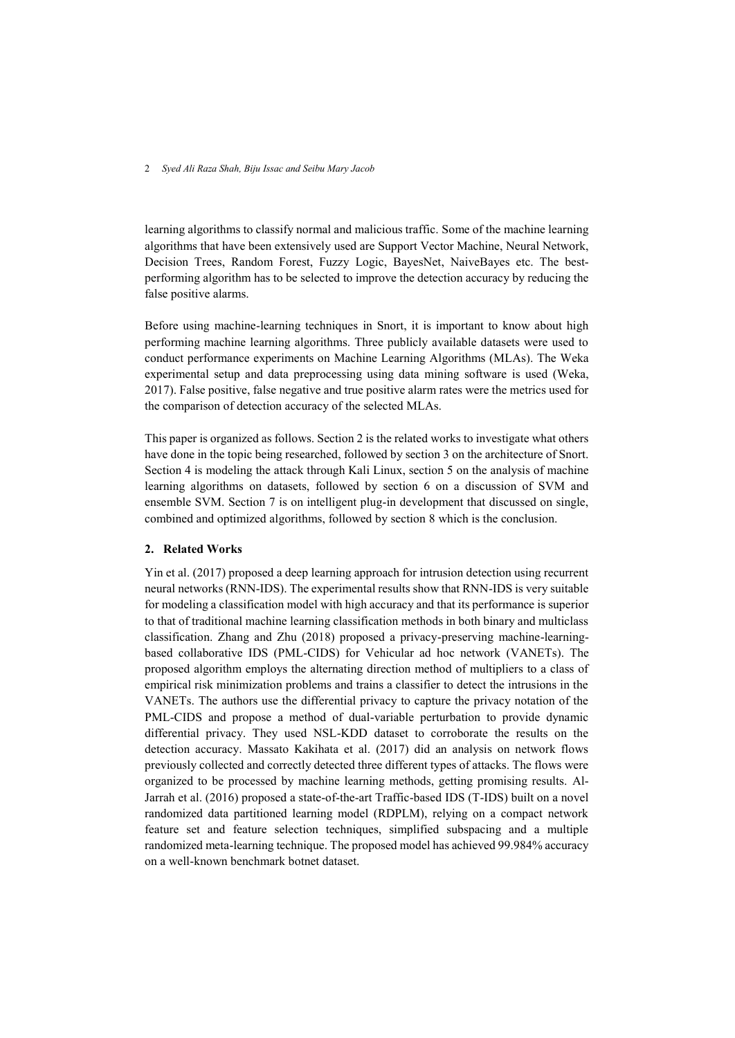learning algorithms to classify normal and malicious traffic. Some of the machine learning algorithms that have been extensively used are Support Vector Machine, Neural Network, Decision Trees, Random Forest, Fuzzy Logic, BayesNet, NaiveBayes etc. The best-performing algorithm has to be selected to improve the detection accuracy by reducing the false positive alarms.

Before using machine-learning techniques in Snort, it is important to know about high performing machine learning algorithms. Three publicly available datasets were used to conduct performance experiments on Machine Learning Algorithms (MLAs). The Weka experimental setup and data preprocessing using data mining software is used (Weka, 2017). False positive, false negative and true positive alarm rates were the metrics used for the comparison of detection accuracy of the selected MLAs.

This paper is organized as follows. Section 2 is the related works to investigate what others have done in the topic being researched, followed by section 3 on the architecture of Snort. Section 4 is modeling the attack through Kali Linux, section 5 on the analysis of machine learning algorithms on datasets, followed by section 6 on a discussion of SVM and ensemble SVM. Section 7 is on intelligent plug-in development that discussed on single, combined and optimized algorithms, followed by section 8 which is the conclusion.

## 2. Related Works

Yin et al. (2017) proposed a deep learning approach for intrusion detection using recurrent neural networks (RNN-IDS). The experimental results show that RNN-IDS is very suitable for modeling a classification model with high accuracy and that its performance is superior to that of traditional machine learning classification methods in both binary and multiclass classification. Zhang and Zhu (2018) proposed a privacy-preserving machine-learning-based collaborative IDS (PML-CIDS) for Vehicular ad hoc network (VANETs). The proposed algorithm employs the alternating direction method of multipliers to a class of empirical risk minimization problems and trains a classifier to detect the intrusions in the VANETs. The authors use the differential privacy to capture the privacy notation of the PML-CIDS and propose a method of dual-variable perturbation to provide dynamic differential privacy. They used NSL-KDD dataset to corroborate the results on the detection accuracy. Massato Kakihata et al. (2017) did an analysis on network flows previously collected and correctly detected three different types of attacks. The flows were organized to be processed by machine learning methods, getting promising results. Al-Jarrah et al. (2016) proposed a state-of-the-art Traffic-based IDS (T-IDS) built on a novel randomized data partitioned learning model (RDPLM), relying on a compact network feature set and feature selection techniques, simplified subspacing and a multiple randomized meta-learning technique. The proposed model has achieved 99.984% accuracy on a well-known benchmark botnet dataset.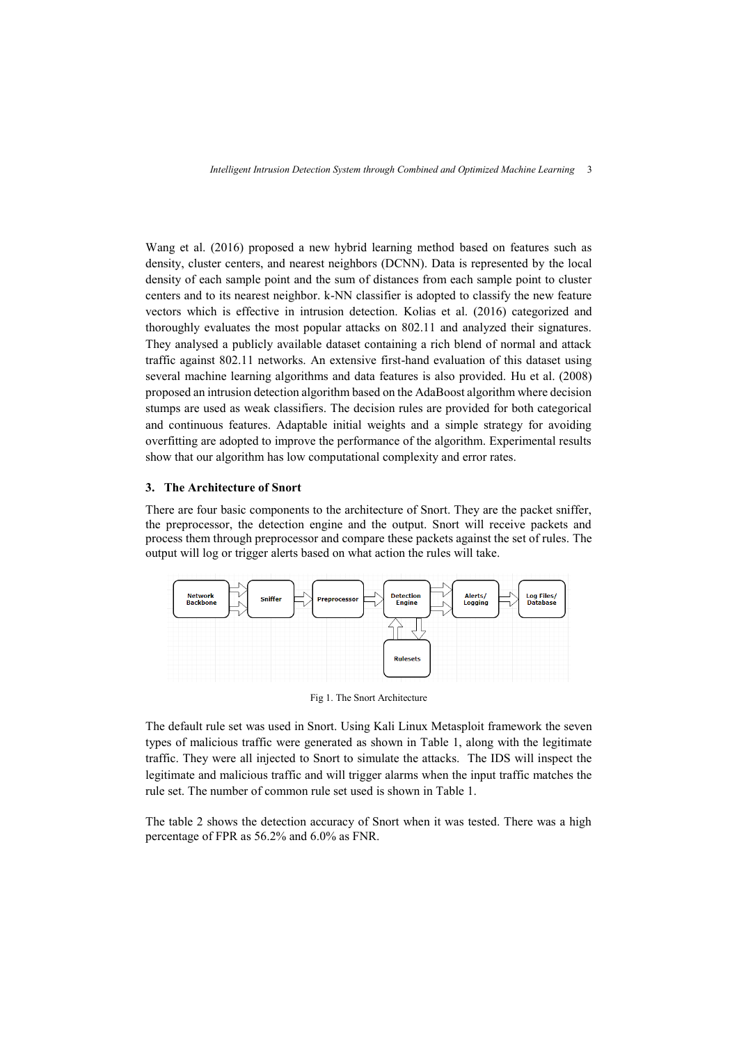Wang et al. (2016) proposed a new hybrid learning method based on features such as density, cluster centers, and nearest neighbors (DCNN). Data is represented by the local density of each sample point and the sum of distances from each sample point to cluster centers and to its nearest neighbor. k-NN classifier is adopted to classify the new feature vectors which is effective in intrusion detection. Kolias et al. (2016) categorized and thoroughly evaluates the most popular attacks on 802.11 and analyzed their signatures. They analysed a publicly available dataset containing a rich blend of normal and attack traffic against 802.11 networks. An extensive first-hand evaluation of this dataset using several machine learning algorithms and data features is also provided. Hu et al. (2008) proposed an intrusion detection algorithm based on the AdaBoost algorithm where decision stumps are used as weak classifiers. The decision rules are provided for both categorical and continuous features. Adaptable initial weights and a simple strategy for avoiding overfitting are adopted to improve the performance of the algorithm. Experimental results show that our algorithm has low computational complexity and error rates.

## 3. The Architecture of Snort

There are four basic components to the architecture of Snort. They are the packet sniffer, the preprocessor, the detection engine and the output. Snort will receive packets and process them through preprocessor and compare these packets against the set of rules. The output will log or trigger alerts based on what action the rules will take.

Network Backbone → Sniffer → Preprocessor → Detection Engine → Alerts/ Logging → Log Files/ Database

Rulesets

Fig 1. The Snort Architecture

The default rule set was used in Snort. Using Kali Linux Metasploit framework the seven types of malicious traffic were generated as shown in Table 1, along with the legitimate traffic. They were all injected to Snort to simulate the attacks. The IDS will inspect the legitimate and malicious traffic and will trigger alarms when the input traffic matches the rule set. The number of common rule set used is shown in Table 1.

The table 2 shows the detection accuracy of Snort when it was tested. There was a high percentage of FPR as 56.2% and 6.0% as FNR.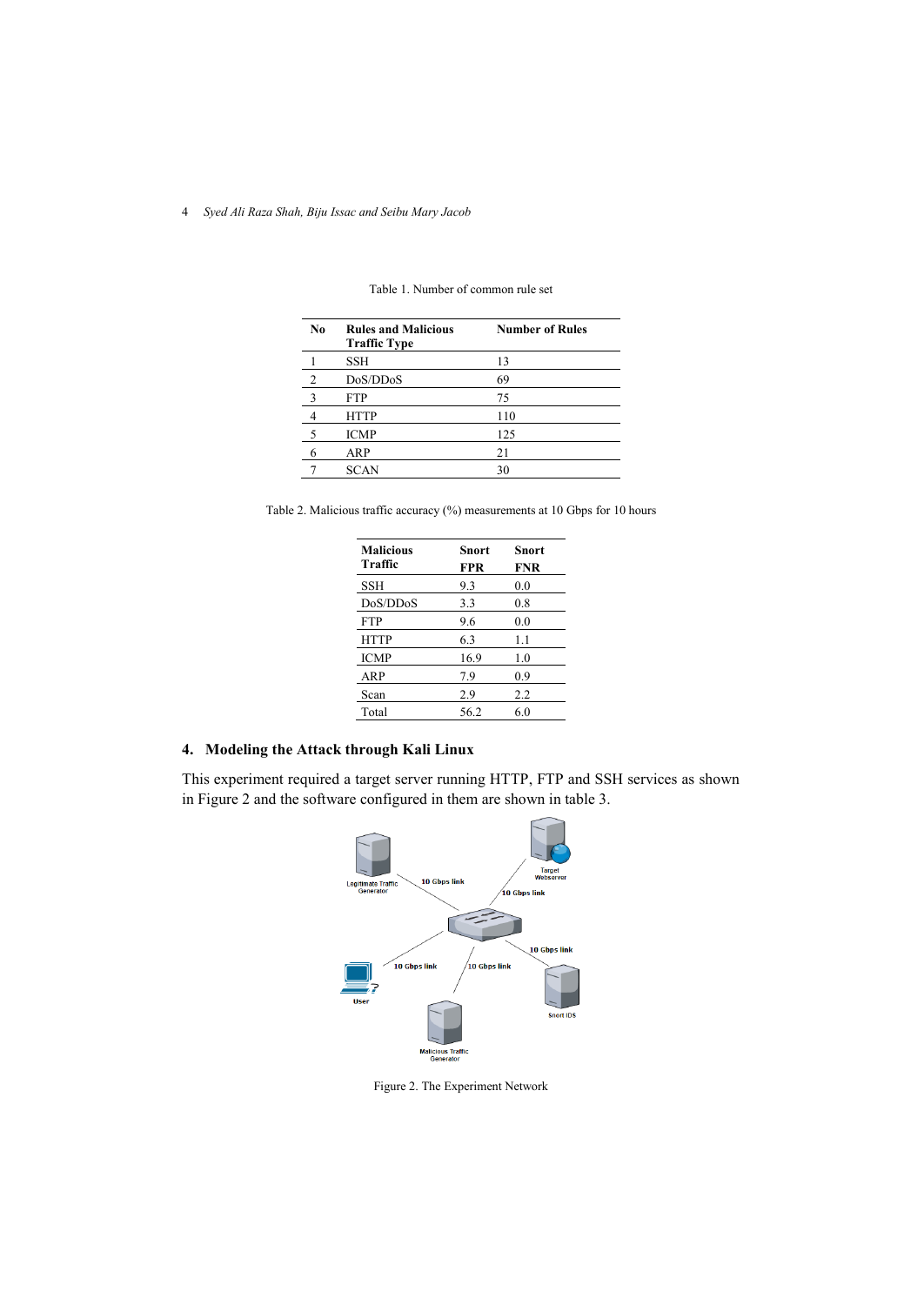Table 1. Number of common rule set

| No | Rules and Malicious Traffic Type | Number of Rules |
|---|---|---|
| 1 | SSH | 13 |
| 2 | DoS/DDoS | 69 |
| 3 | FTP | 75 |
| 4 | HTTP | 110 |
| 5 | ICMP | 125 |
| 6 | ARP | 21 |
| 7 | SCAN | 30 |

Table 2. Malicious traffic accuracy (%) measurements at 10 Gbps for 10 hours

| Malicious Traffic | Snort FPR | Snort FNR |
|---|---|---|
| SSH | 9.3 | 0.0 |
| DoS/DDoS | 3.3 | 0.8 |
| FTP | 9.6 | 0.0 |
| HTTP | 6.3 | 1.1 |
| ICMP | 16.9 | 1.0 |
| ARP | 7.9 | 0.9 |
| Scan | 2.9 | 2.2 |
| Total | 56.2 | 6.0 |

## 4. Modeling the Attack through Kali Linux

This experiment required a target server running HTTP, FTP and SSH services as shown in Figure 2 and the software configured in them are shown in table 3.

Figure 2. The Experiment Network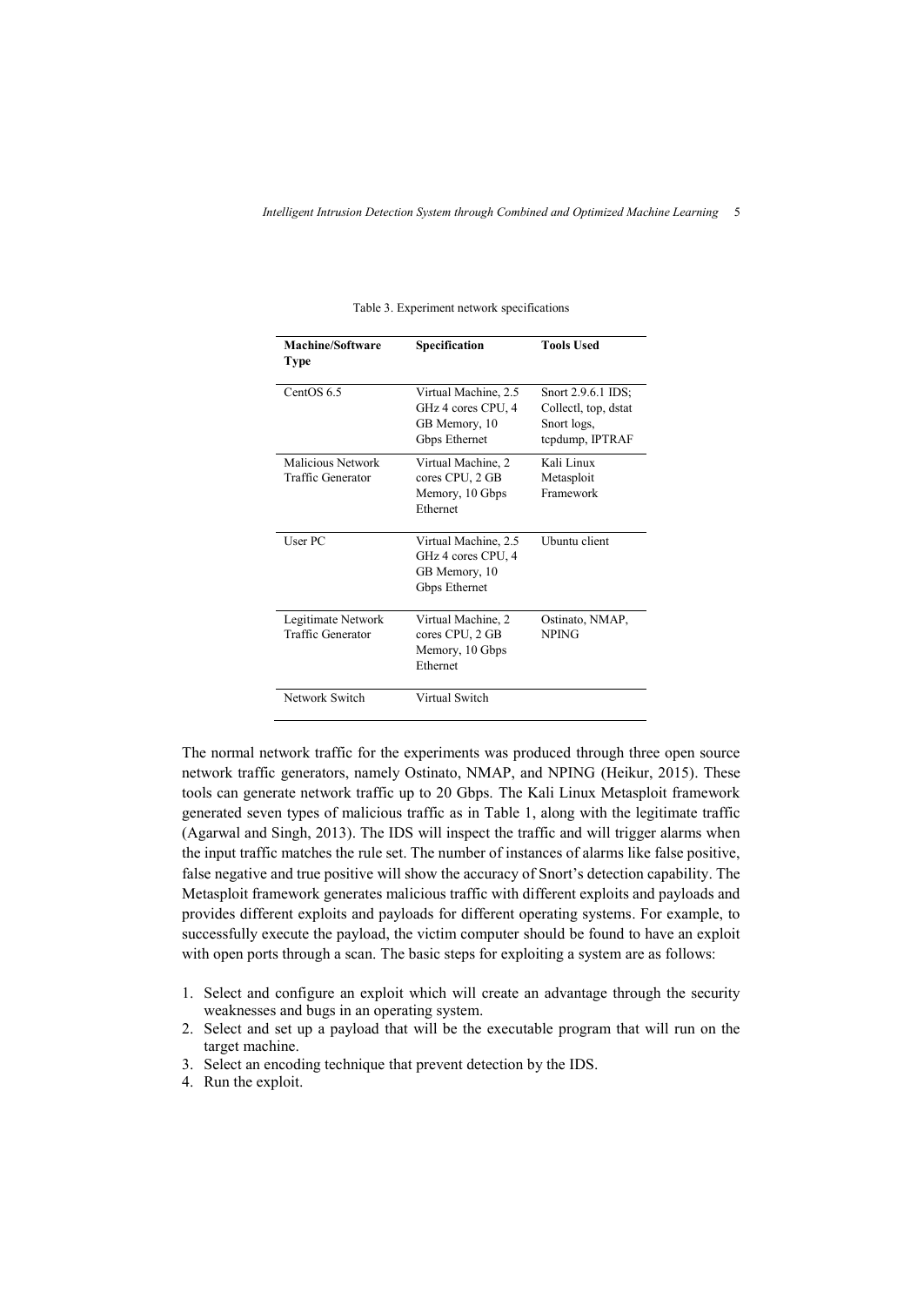Table 3. Experiment network specifications

| Machine/Software Type | Specification | Tools Used |
| --- | --- | --- |
| CentOS 6.5 | Virtual Machine, 2.5 GHz 4 cores CPU, 4 GB Memory, 10 Gbps Ethernet | Snort 2.9.6.1 IDS; Collectl, top, dstat Snort logs, tcpdump, IPTRAF |
| Malicious Network Traffic Generator | Virtual Machine, 2 cores CPU, 2 GB Memory, 10 Gbps Ethernet | Kali Linux Metasploit Framework |
| User PC | Virtual Machine, 2.5 GHz 4 cores CPU, 4 GB Memory, 10 Gbps Ethernet | Ubuntu client |
| Legitimate Network Traffic Generator | Virtual Machine, 2 cores CPU, 2 GB Memory, 10 Gbps Ethernet | Ostinato, NMAP, NPING |
| Network Switch | Virtual Switch | |

The normal network traffic for the experiments was produced through three open source network traffic generators, namely Ostinato, NMAP, and NPING (Heikur, 2015). These tools can generate network traffic up to 20 Gbps. The Kali Linux Metasploit framework generated seven types of malicious traffic as in Table 1, along with the legitimate traffic (Agarwal and Singh, 2013). The IDS will inspect the traffic and will trigger alarms when the input traffic matches the rule set. The number of instances of alarms like false positive, false negative and true positive will show the accuracy of Snort's detection capability. The Metasploit framework generates malicious traffic with different exploits and payloads and provides different exploits and payloads for different operating systems. For example, to successfully execute the payload, the victim computer should be found to have an exploit with open ports through a scan. The basic steps for exploiting a system are as follows:

1. Select and configure an exploit which will create an advantage through the security weaknesses and bugs in an operating system.
2. Select and set up a payload that will be the executable program that will run on the target machine.
3. Select an encoding technique that prevent detection by the IDS.
4. Run the exploit.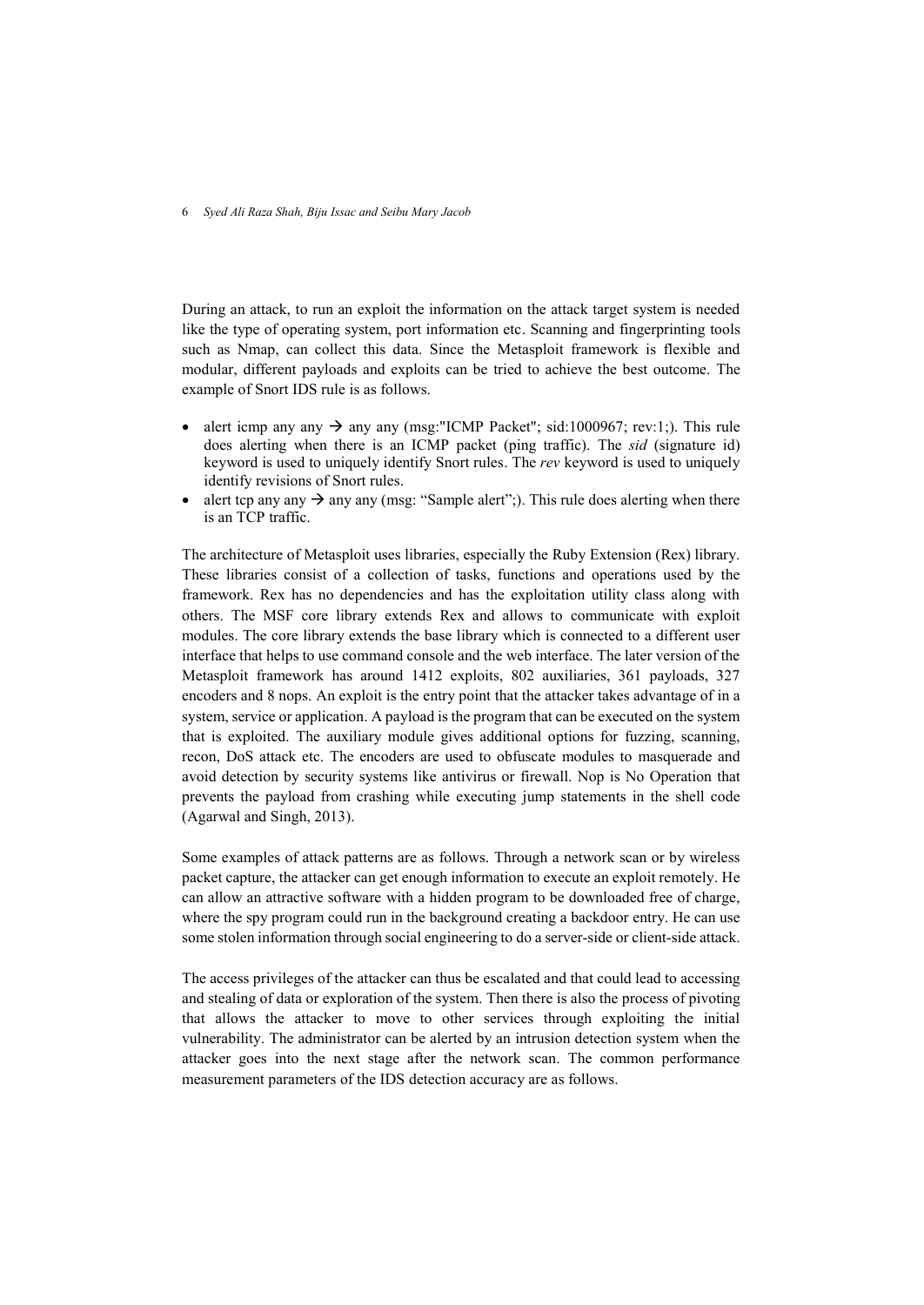During an attack, to run an exploit the information on the attack target system is needed like the type of operating system, port information etc. Scanning and fingerprinting tools such as Nmap, can collect this data. Since the Metasploit framework is flexible and modular, different payloads and exploits can be tried to achieve the best outcome. The example of Snort IDS rule is as follows.

- alert icmp any any → any any (msg:"ICMP Packet"; sid:1000967; rev:1;). This rule does alerting when there is an ICMP packet (ping traffic). The *sid* (signature id) keyword is used to uniquely identify Snort rules. The *rev* keyword is used to uniquely identify revisions of Snort rules.
- alert tcp any any → any any (msg: "Sample alert";). This rule does alerting when there is an TCP traffic.

The architecture of Metasploit uses libraries, especially the Ruby Extension (Rex) library. These libraries consist of a collection of tasks, functions and operations used by the framework. Rex has no dependencies and has the exploitation utility class along with others. The MSF core library extends Rex and allows to communicate with exploit modules. The core library extends the base library which is connected to a different user interface that helps to use command console and the web interface. The later version of the Metasploit framework has around 1412 exploits, 802 auxiliaries, 361 payloads, 327 encoders and 8 nops. An exploit is the entry point that the attacker takes advantage of in a system, service or application. A payload is the program that can be executed on the system that is exploited. The auxiliary module gives additional options for fuzzing, scanning, recon, DoS attack etc. The encoders are used to obfuscate modules to masquerade and avoid detection by security systems like antivirus or firewall. Nop is No Operation that prevents the payload from crashing while executing jump statements in the shell code (Agarwal and Singh, 2013).

Some examples of attack patterns are as follows. Through a network scan or by wireless packet capture, the attacker can get enough information to execute an exploit remotely. He can allow an attractive software with a hidden program to be downloaded free of charge, where the spy program could run in the background creating a backdoor entry. He can use some stolen information through social engineering to do a server-side or client-side attack.

The access privileges of the attacker can thus be escalated and that could lead to accessing and stealing of data or exploration of the system. Then there is also the process of pivoting that allows the attacker to move to other services through exploiting the initial vulnerability. The administrator can be alerted by an intrusion detection system when the attacker goes into the next stage after the network scan. The common performance measurement parameters of the IDS detection accuracy are as follows.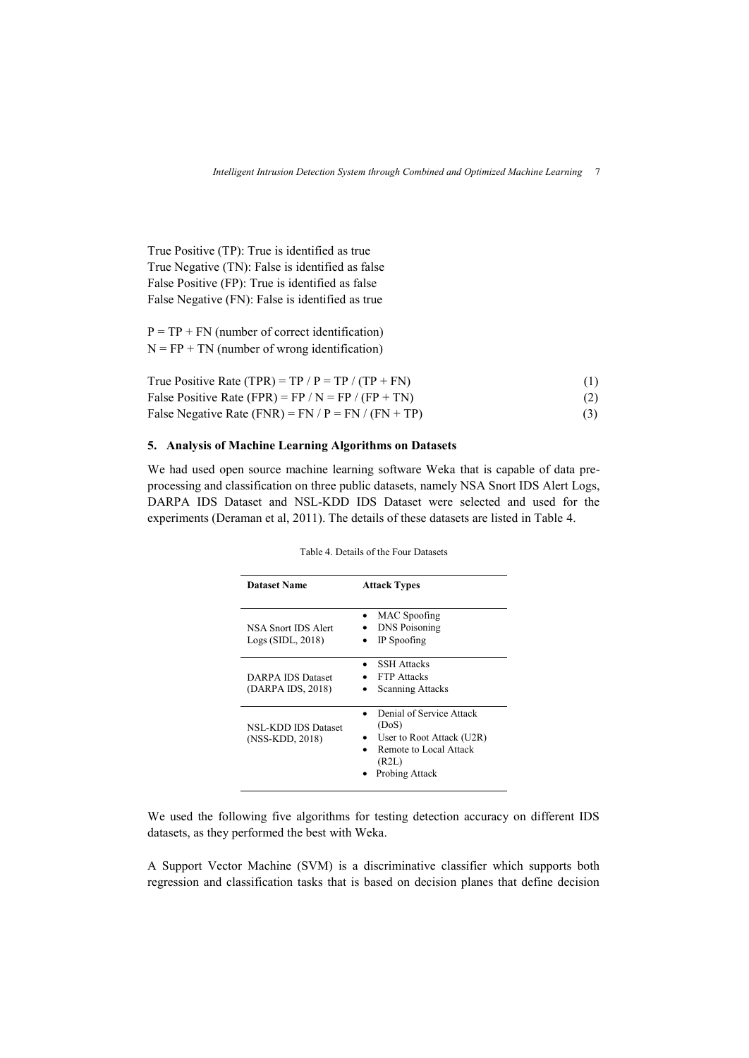True Positive (TP): True is identified as true
True Negative (TN): False is identified as false
False Positive (FP): True is identified as false
False Negative (FN): False is identified as true

P = TP + FN (number of correct identification)
N = FP + TN (number of wrong identification)

$$\text{True Positive Rate (TPR)} = TP / P = TP / (TP + FN) \quad (1)$$

$$\text{False Positive Rate (FPR)} = FP / N = FP / (FP + TN) \quad (2)$$

$$\text{False Negative Rate (FNR)} = FN / P = FN / (FN + TP) \quad (3)$$

## 5. Analysis of Machine Learning Algorithms on Datasets

We had used open source machine learning software Weka that is capable of data pre-processing and classification on three public datasets, namely NSA Snort IDS Alert Logs, DARPA IDS Dataset and NSL-KDD IDS Dataset were selected and used for the experiments (Deraman et al, 2011). The details of these datasets are listed in Table 4.

Table 4. Details of the Four Datasets

| Dataset Name | Attack Types |
| --- | --- |
| NSA Snort IDS Alert Logs (SIDL, 2018) | • MAC Spoofing<br>• DNS Poisoning<br>• IP Spoofing |
| DARPA IDS Dataset (DARPA IDS, 2018) | • SSH Attacks<br>• FTP Attacks<br>• Scanning Attacks |
| NSL-KDD IDS Dataset (NSS-KDD, 2018) | • Denial of Service Attack (DoS)<br>• User to Root Attack (U2R)<br>• Remote to Local Attack (R2L)<br>• Probing Attack |

We used the following five algorithms for testing detection accuracy on different IDS datasets, as they performed the best with Weka.

A Support Vector Machine (SVM) is a discriminative classifier which supports both regression and classification tasks that is based on decision planes that define decision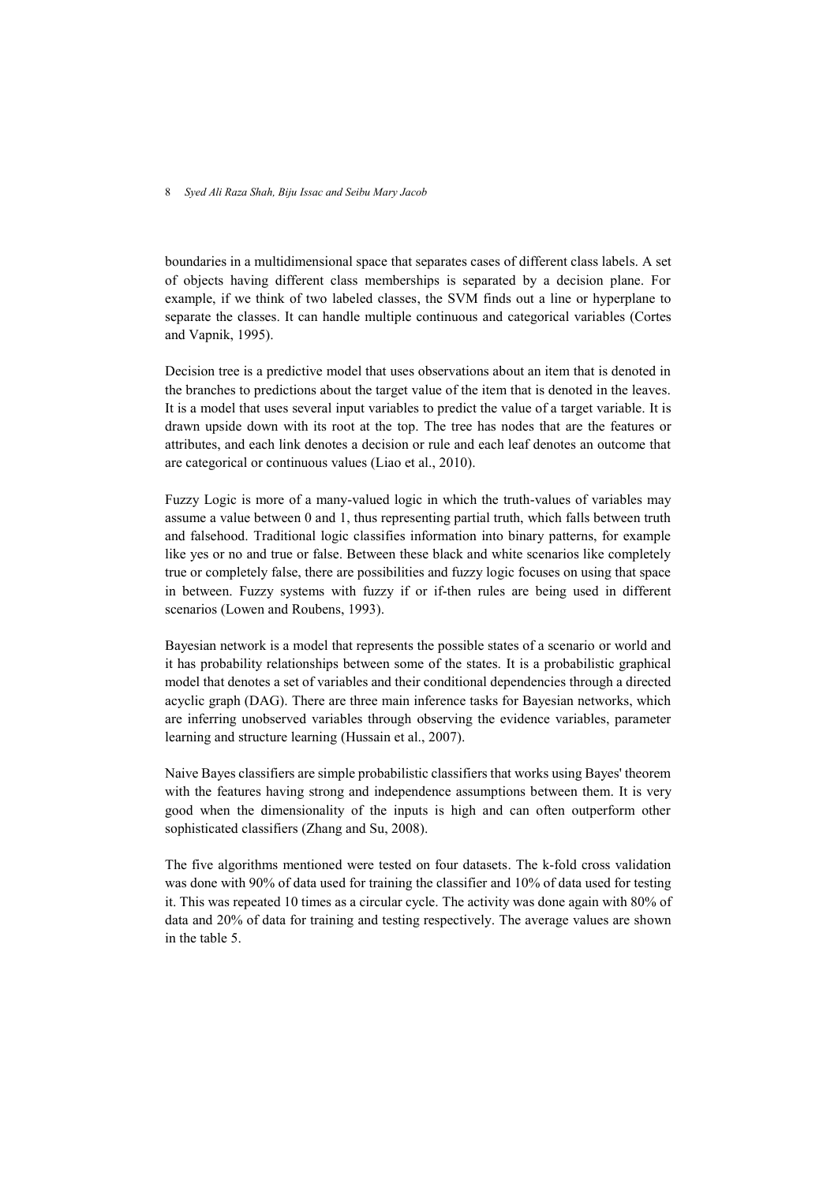boundaries in a multidimensional space that separates cases of different class labels. A set of objects having different class memberships is separated by a decision plane. For example, if we think of two labeled classes, the SVM finds out a line or hyperplane to separate the classes. It can handle multiple continuous and categorical variables (Cortes and Vapnik, 1995).

Decision tree is a predictive model that uses observations about an item that is denoted in the branches to predictions about the target value of the item that is denoted in the leaves. It is a model that uses several input variables to predict the value of a target variable. It is drawn upside down with its root at the top. The tree has nodes that are the features or attributes, and each link denotes a decision or rule and each leaf denotes an outcome that are categorical or continuous values (Liao et al., 2010).

Fuzzy Logic is more of a many-valued logic in which the truth-values of variables may assume a value between 0 and 1, thus representing partial truth, which falls between truth and falsehood. Traditional logic classifies information into binary patterns, for example like yes or no and true or false. Between these black and white scenarios like completely true or completely false, there are possibilities and fuzzy logic focuses on using that space in between. Fuzzy systems with fuzzy if or if-then rules are being used in different scenarios (Lowen and Roubens, 1993).

Bayesian network is a model that represents the possible states of a scenario or world and it has probability relationships between some of the states. It is a probabilistic graphical model that denotes a set of variables and their conditional dependencies through a directed acyclic graph (DAG). There are three main inference tasks for Bayesian networks, which are inferring unobserved variables through observing the evidence variables, parameter learning and structure learning (Hussain et al., 2007).

Naive Bayes classifiers are simple probabilistic classifiers that works using Bayes' theorem with the features having strong and independence assumptions between them. It is very good when the dimensionality of the inputs is high and can often outperform other sophisticated classifiers (Zhang and Su, 2008).

The five algorithms mentioned were tested on four datasets. The k-fold cross validation was done with 90% of data used for training the classifier and 10% of data used for testing it. This was repeated 10 times as a circular cycle. The activity was done again with 80% of data and 20% of data for training and testing respectively. The average values are shown in the table 5.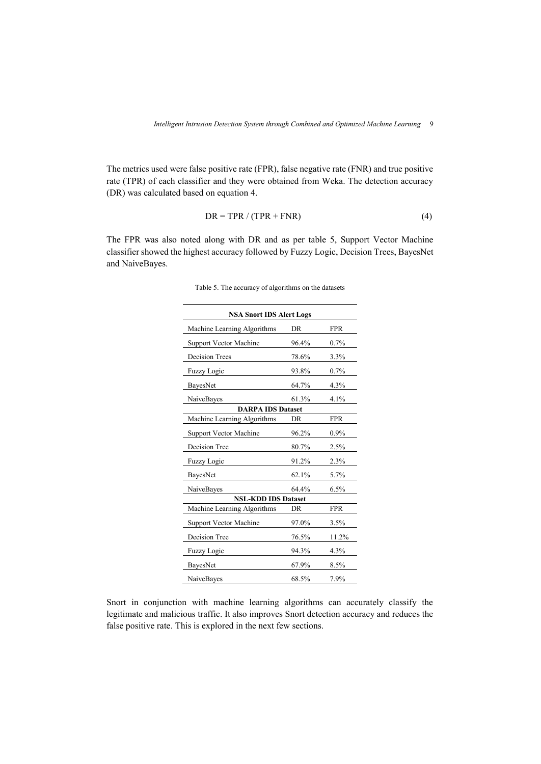The metrics used were false positive rate (FPR), false negative rate (FNR) and true positive rate (TPR) of each classifier and they were obtained from Weka. The detection accuracy (DR) was calculated based on equation 4.

$$DR = TPR / (TPR + FNR) \tag{4}$$

The FPR was also noted along with DR and as per table 5, Support Vector Machine classifier showed the highest accuracy followed by Fuzzy Logic, Decision Trees, BayesNet and NaiveBayes.

Table 5. The accuracy of algorithms on the datasets

| **NSA Snort IDS Alert Logs** | | |
|---|---|---|
| Machine Learning Algorithms | DR | FPR |
| Support Vector Machine | 96.4% | 0.7% |
| Decision Trees | 78.6% | 3.3% |
| Fuzzy Logic | 93.8% | 0.7% |
| BayesNet | 64.7% | 4.3% |
| NaiveBayes | 61.3% | 4.1% |
| **DARPA IDS Dataset** | | |
| Machine Learning Algorithms | DR | FPR |
| Support Vector Machine | 96.2% | 0.9% |
| Decision Tree | 80.7% | 2.5% |
| Fuzzy Logic | 91.2% | 2.3% |
| BayesNet | 62.1% | 5.7% |
| NaiveBayes | 64.4% | 6.5% |
| **NSL-KDD IDS Dataset** | | |
| Machine Learning Algorithms | DR | FPR |
| Support Vector Machine | 97.0% | 3.5% |
| Decision Tree | 76.5% | 11.2% |
| Fuzzy Logic | 94.3% | 4.3% |
| BayesNet | 67.9% | 8.5% |
| NaiveBayes | 68.5% | 7.9% |

Snort in conjunction with machine learning algorithms can accurately classify the legitimate and malicious traffic. It also improves Snort detection accuracy and reduces the false positive rate. This is explored in the next few sections.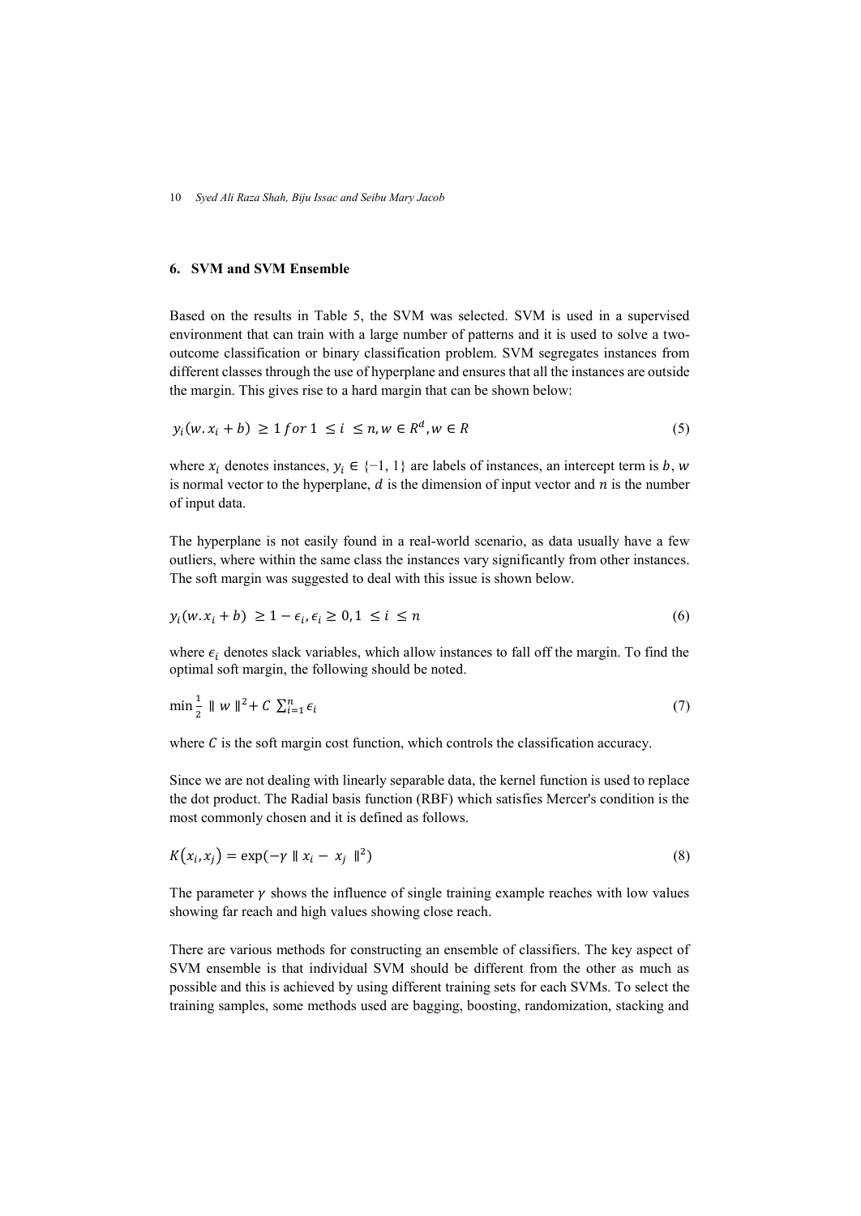## 6. SVM and SVM Ensemble

Based on the results in Table 5, the SVM was selected. SVM is used in a supervised environment that can train with a large number of patterns and it is used to solve a two-outcome classification or binary classification problem. SVM segregates instances from different classes through the use of hyperplane and ensures that all the instances are outside the margin. This gives rise to a hard margin that can be shown below:

$$y_i(w.x_i + b) \geq 1 \; for \; 1 \leq i \leq n, w \in R^d, w \in R \tag{5}$$

where $x_i$ denotes instances, $y_i \in \{-1, 1\}$ are labels of instances, an intercept term is $b$, $w$ is normal vector to the hyperplane, $d$ is the dimension of input vector and $n$ is the number of input data.

The hyperplane is not easily found in a real-world scenario, as data usually have a few outliers, where within the same class the instances vary significantly from other instances. The soft margin was suggested to deal with this issue is shown below.

$$y_i(w.x_i + b) \geq 1 - \epsilon_i, \epsilon_i \geq 0, 1 \leq i \leq n \tag{6}$$

where $\epsilon_i$ denotes slack variables, which allow instances to fall off the margin. To find the optimal soft margin, the following should be noted.

$$\min \frac{1}{2} \parallel w \parallel^2 + C \sum_{i=1}^{n} \epsilon_i \tag{7}$$

where $C$ is the soft margin cost function, which controls the classification accuracy.

Since we are not dealing with linearly separable data, the kernel function is used to replace the dot product. The Radial basis function (RBF) which satisfies Mercer's condition is the most commonly chosen and it is defined as follows.

$$K(x_i, x_j) = \exp(-\gamma \parallel x_i - x_j \parallel^2) \tag{8}$$

The parameter $\gamma$ shows the influence of single training example reaches with low values showing far reach and high values showing close reach.

There are various methods for constructing an ensemble of classifiers. The key aspect of SVM ensemble is that individual SVM should be different from the other as much as possible and this is achieved by using different training sets for each SVMs. To select the training samples, some methods used are bagging, boosting, randomization, stacking and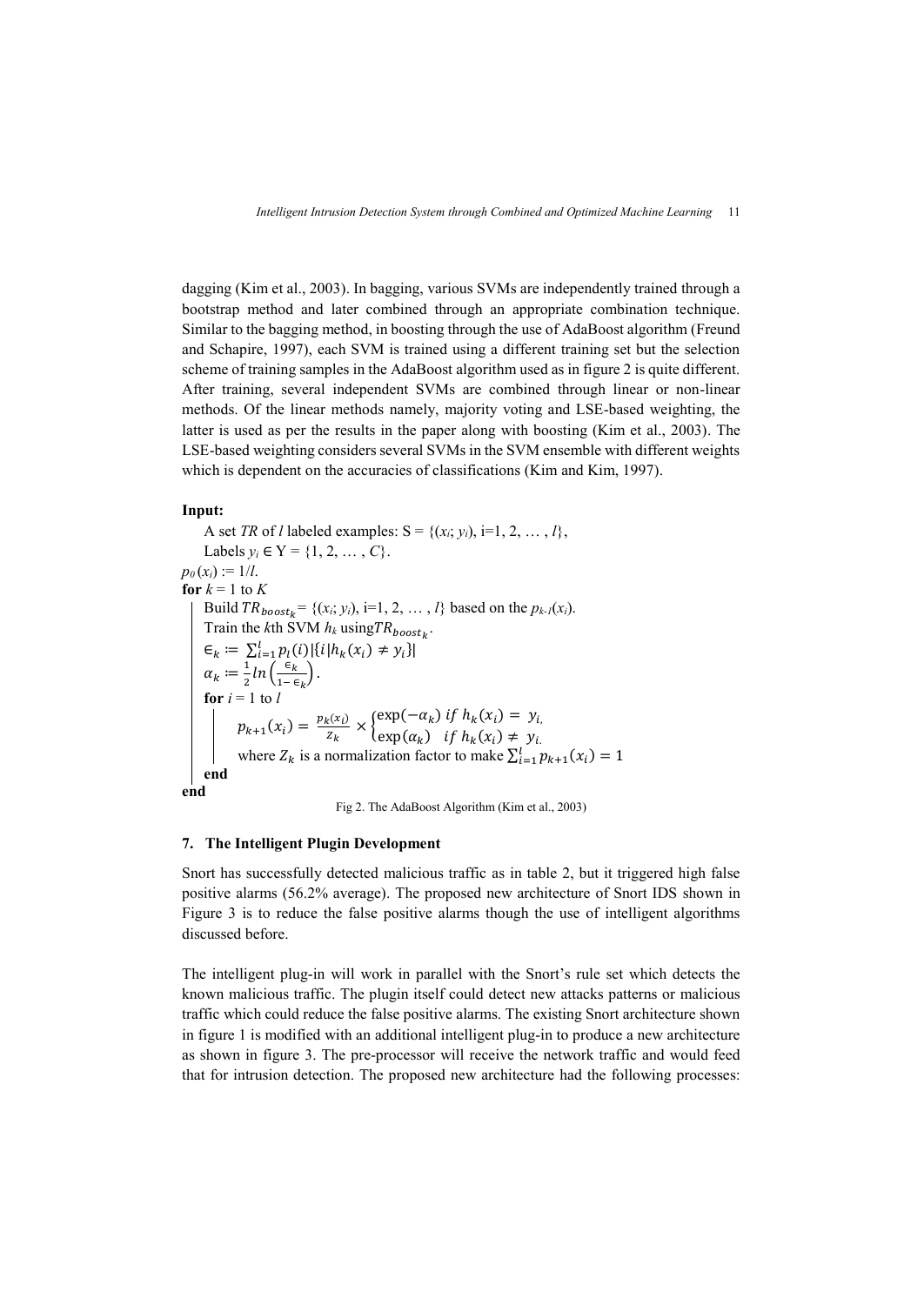dagging (Kim et al., 2003). In bagging, various SVMs are independently trained through a bootstrap method and later combined through an appropriate combination technique. Similar to the bagging method, in boosting through the use of AdaBoost algorithm (Freund and Schapire, 1997), each SVM is trained using a different training set but the selection scheme of training samples in the AdaBoost algorithm used as in figure 2 is quite different. After training, several independent SVMs are combined through linear or non-linear methods. Of the linear methods namely, majority voting and LSE-based weighting, the latter is used as per the results in the paper along with boosting (Kim et al., 2003). The LSE-based weighting considers several SVMs in the SVM ensemble with different weights which is dependent on the accuracies of classifications (Kim and Kim, 1997).

**Input:**

A set *TR* of *l* labeled examples: $S = \{(x_i; y_i), i=1, 2, \ldots, l\}$,

Labels $y_i \in Y = \{1, 2, \ldots, C\}$.

$p_0(x_i) := 1/l$.

**for** $k = 1$ to $K$

Build $TR_{boost_k} = \{(x_i; y_i), i=1, 2, \ldots, l\}$ based on the $p_{k-1}(x_i)$.

Train the $k$th SVM $h_k$ using $TR_{boost_k}$.

$\epsilon_k := \sum_{i=1}^{l} p_l(i) |\{i | h_k(x_i) \neq y_i\}|$

$\alpha_k := \frac{1}{2} ln\left(\frac{\epsilon_k}{1-\epsilon_k}\right)$.

**for** $i = 1$ to $l$

$$p_{k+1}(x_i) = \frac{p_k(x_i)}{Z_k} \times \begin{cases} \exp(-\alpha_k) & if\ h_k(x_i) = y_i, \\ \exp(\alpha_k) & if\ h_k(x_i) \neq y_i. \end{cases}$$

where $Z_k$ is a normalization factor to make $\sum_{i=1}^{l} p_{k+1}(x_i) = 1$

**end**

**end**

Fig 2. The AdaBoost Algorithm (Kim et al., 2003)

## 7. The Intelligent Plugin Development

Snort has successfully detected malicious traffic as in table 2, but it triggered high false positive alarms (56.2% average). The proposed new architecture of Snort IDS shown in Figure 3 is to reduce the false positive alarms though the use of intelligent algorithms discussed before.

The intelligent plug-in will work in parallel with the Snort's rule set which detects the known malicious traffic. The plugin itself could detect new attacks patterns or malicious traffic which could reduce the false positive alarms. The existing Snort architecture shown in figure 1 is modified with an additional intelligent plug-in to produce a new architecture as shown in figure 3. The pre-processor will receive the network traffic and would feed that for intrusion detection. The proposed new architecture had the following processes: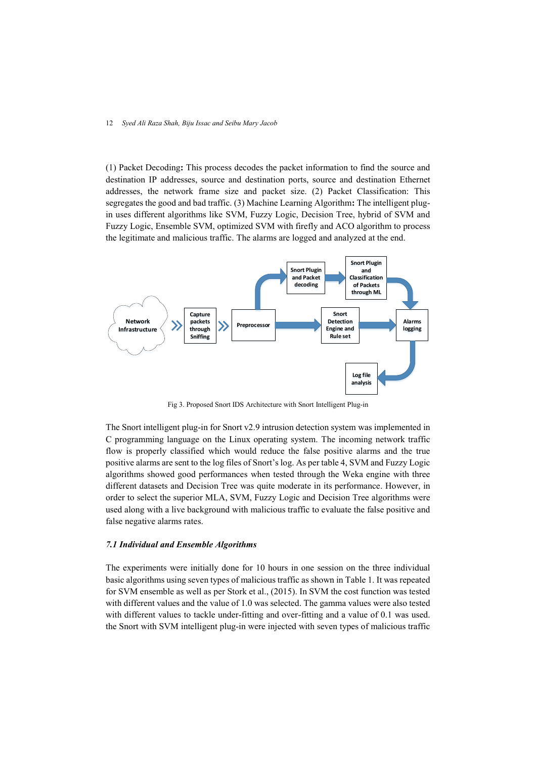(1) Packet Decoding**:** This process decodes the packet information to find the source and destination IP addresses, source and destination ports, source and destination Ethernet addresses, the network frame size and packet size. (2) Packet Classification: This segregates the good and bad traffic. (3) Machine Learning Algorithm**:** The intelligent plug-in uses different algorithms like SVM, Fuzzy Logic, Decision Tree, hybrid of SVM and Fuzzy Logic, Ensemble SVM, optimized SVM with firefly and ACO algorithm to process the legitimate and malicious traffic. The alarms are logged and analyzed at the end.

Fig 3. Proposed Snort IDS Architecture with Snort Intelligent Plug-in

The Snort intelligent plug-in for Snort v2.9 intrusion detection system was implemented in C programming language on the Linux operating system. The incoming network traffic flow is properly classified which would reduce the false positive alarms and the true positive alarms are sent to the log files of Snort's log. As per table 4, SVM and Fuzzy Logic algorithms showed good performances when tested through the Weka engine with three different datasets and Decision Tree was quite moderate in its performance. However, in order to select the superior MLA, SVM, Fuzzy Logic and Decision Tree algorithms were used along with a live background with malicious traffic to evaluate the false positive and false negative alarms rates.

### *7.1 Individual and Ensemble Algorithms*

The experiments were initially done for 10 hours in one session on the three individual basic algorithms using seven types of malicious traffic as shown in Table 1. It was repeated for SVM ensemble as well as per Stork et al., (2015). In SVM the cost function was tested with different values and the value of 1.0 was selected. The gamma values were also tested with different values to tackle under-fitting and over-fitting and a value of 0.1 was used. the Snort with SVM intelligent plug-in were injected with seven types of malicious traffic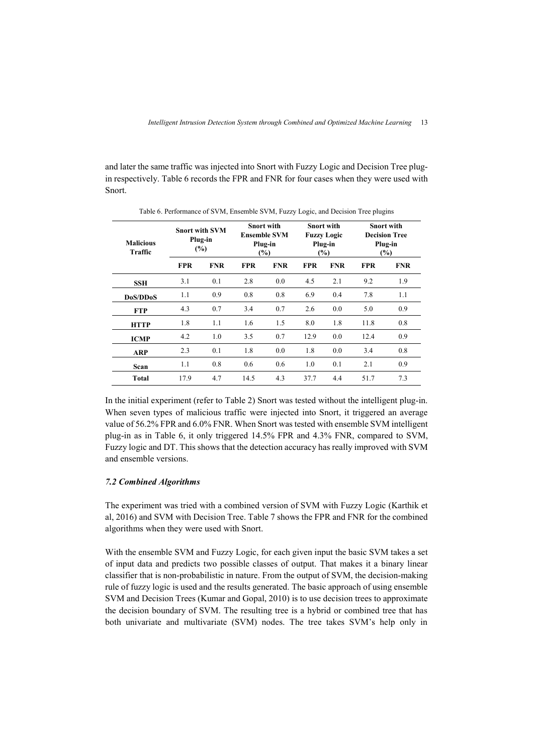and later the same traffic was injected into Snort with Fuzzy Logic and Decision Tree plug-in respectively. Table 6 records the FPR and FNR for four cases when they were used with Snort.

Table 6. Performance of SVM, Ensemble SVM, Fuzzy Logic, and Decision Tree plugins

| Malicious Traffic | Snort with SVM Plug-in (%) | | Snort with Ensemble SVM Plug-in (%) | | Snort with Fuzzy Logic Plug-in (%) | | Snort with Decision Tree Plug-in (%) | |
|---|---|---|---|---|---|---|---|---|
| | **FPR** | **FNR** | **FPR** | **FNR** | **FPR** | **FNR** | **FPR** | **FNR** |
| **SSH** | 3.1 | 0.1 | 2.8 | 0.0 | 4.5 | 2.1 | 9.2 | 1.9 |
| **DoS/DDoS** | 1.1 | 0.9 | 0.8 | 0.8 | 6.9 | 0.4 | 7.8 | 1.1 |
| **FTP** | 4.3 | 0.7 | 3.4 | 0.7 | 2.6 | 0.0 | 5.0 | 0.9 |
| **HTTP** | 1.8 | 1.1 | 1.6 | 1.5 | 8.0 | 1.8 | 11.8 | 0.8 |
| **ICMP** | 4.2 | 1.0 | 3.5 | 0.7 | 12.9 | 0.0 | 12.4 | 0.9 |
| **ARP** | 2.3 | 0.1 | 1.8 | 0.0 | 1.8 | 0.0 | 3.4 | 0.8 |
| **Scan** | 1.1 | 0.8 | 0.6 | 0.6 | 1.0 | 0.1 | 2.1 | 0.9 |
| **Total** | 17.9 | 4.7 | 14.5 | 4.3 | 37.7 | 4.4 | 51.7 | 7.3 |

In the initial experiment (refer to Table 2) Snort was tested without the intelligent plug-in. When seven types of malicious traffic were injected into Snort, it triggered an average value of 56.2% FPR and 6.0% FNR. When Snort was tested with ensemble SVM intelligent plug-in as in Table 6, it only triggered 14.5% FPR and 4.3% FNR, compared to SVM, Fuzzy logic and DT. This shows that the detection accuracy has really improved with SVM and ensemble versions.

### *7.2 Combined Algorithms*

The experiment was tried with a combined version of SVM with Fuzzy Logic (Karthik et al, 2016) and SVM with Decision Tree. Table 7 shows the FPR and FNR for the combined algorithms when they were used with Snort.

With the ensemble SVM and Fuzzy Logic, for each given input the basic SVM takes a set of input data and predicts two possible classes of output. That makes it a binary linear classifier that is non-probabilistic in nature. From the output of SVM, the decision-making rule of fuzzy logic is used and the results generated. The basic approach of using ensemble SVM and Decision Trees (Kumar and Gopal, 2010) is to use decision trees to approximate the decision boundary of SVM. The resulting tree is a hybrid or combined tree that has both univariate and multivariate (SVM) nodes. The tree takes SVM's help only in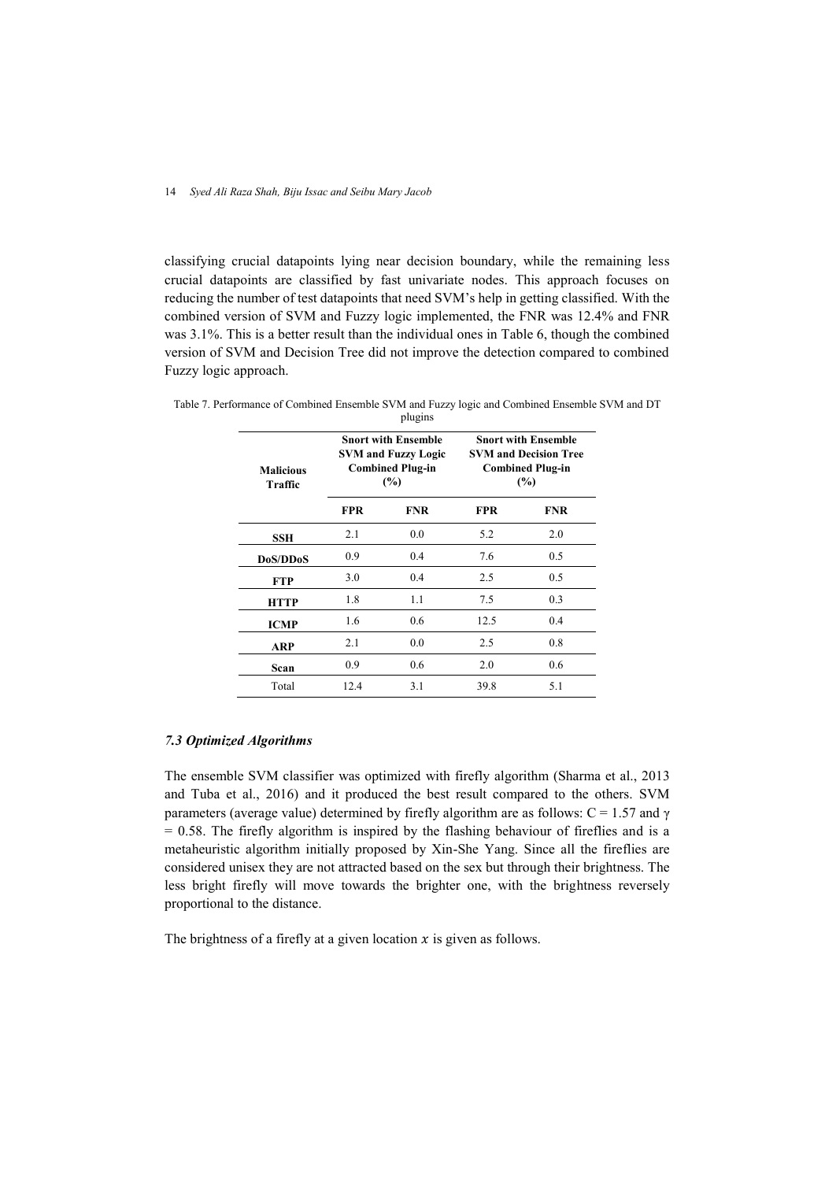classifying crucial datapoints lying near decision boundary, while the remaining less crucial datapoints are classified by fast univariate nodes. This approach focuses on reducing the number of test datapoints that need SVM's help in getting classified. With the combined version of SVM and Fuzzy logic implemented, the FNR was 12.4% and FNR was 3.1%. This is a better result than the individual ones in Table 6, though the combined version of SVM and Decision Tree did not improve the detection compared to combined Fuzzy logic approach.

Table 7. Performance of Combined Ensemble SVM and Fuzzy logic and Combined Ensemble SVM and DT plugins

| **Malicious Traffic** | **Snort with Ensemble SVM and Fuzzy Logic Combined Plug-in (%)** | | **Snort with Ensemble SVM and Decision Tree Combined Plug-in (%)** | |
|---|---|---|---|---|
| | **FPR** | **FNR** | **FPR** | **FNR** |
| **SSH** | 2.1 | 0.0 | 5.2 | 2.0 |
| **DoS/DDoS** | 0.9 | 0.4 | 7.6 | 0.5 |
| **FTP** | 3.0 | 0.4 | 2.5 | 0.5 |
| **HTTP** | 1.8 | 1.1 | 7.5 | 0.3 |
| **ICMP** | 1.6 | 0.6 | 12.5 | 0.4 |
| **ARP** | 2.1 | 0.0 | 2.5 | 0.8 |
| **Scan** | 0.9 | 0.6 | 2.0 | 0.6 |
| Total | 12.4 | 3.1 | 39.8 | 5.1 |

### *7.3 Optimized Algorithms*

The ensemble SVM classifier was optimized with firefly algorithm (Sharma et al., 2013 and Tuba et al., 2016) and it produced the best result compared to the others. SVM parameters (average value) determined by firefly algorithm are as follows: $C = 1.57$ and $\gamma = 0.58$. The firefly algorithm is inspired by the flashing behaviour of fireflies and is a metaheuristic algorithm initially proposed by Xin-She Yang. Since all the fireflies are considered unisex they are not attracted based on the sex but through their brightness. The less bright firefly will move towards the brighter one, with the brightness reversely proportional to the distance.

The brightness of a firefly at a given location $x$ is given as follows.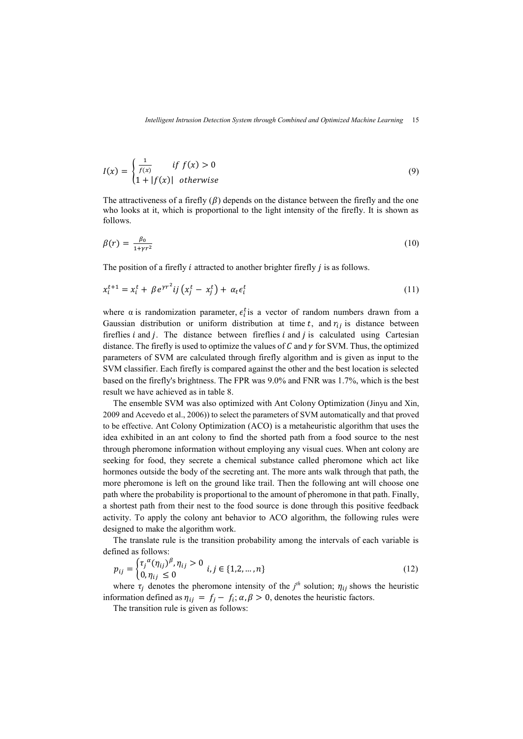$$I(x) = \begin{cases} \frac{1}{f(x)} & if\ f(x) > 0 \\ 1 + |f(x)| & otherwise \end{cases} \tag{9}$$

The attractiveness of a firefly ($\beta$) depends on the distance between the firefly and the one who looks at it, which is proportional to the light intensity of the firefly. It is shown as follows.

$$\beta(r) = \frac{\beta_0}{1+\gamma r^2} \tag{10}$$

The position of a firefly $i$ attracted to another brighter firefly $j$ is as follows.

$$x_i^{t+1} = x_i^t + \beta e^{\gamma r^2} ij \left(x_j^t - x_j^t\right) + \alpha_t \epsilon_i^t \tag{11}$$

where $\alpha$ is randomization parameter, $\epsilon_i^t$ is a vector of random numbers drawn from a Gaussian distribution or uniform distribution at time $t$, and $r_{ij}$ is distance between fireflies $i$ and $j$. The distance between fireflies $i$ and $j$ is calculated using Cartesian distance. The firefly is used to optimize the values of $C$ and $\gamma$ for SVM. Thus, the optimized parameters of SVM are calculated through firefly algorithm and is given as input to the SVM classifier. Each firefly is compared against the other and the best location is selected based on the firefly's brightness. The FPR was 9.0% and FNR was 1.7%, which is the best result we have achieved as in table 8.

The ensemble SVM was also optimized with Ant Colony Optimization (Jinyu and Xin, 2009 and Acevedo et al., 2006)) to select the parameters of SVM automatically and that proved to be effective. Ant Colony Optimization (ACO) is a metaheuristic algorithm that uses the idea exhibited in an ant colony to find the shorted path from a food source to the nest through pheromone information without employing any visual cues. When ant colony are seeking for food, they secrete a chemical substance called pheromone which act like hormones outside the body of the secreting ant. The more ants walk through that path, the more pheromone is left on the ground like trail. Then the following ant will choose one path where the probability is proportional to the amount of pheromone in that path. Finally, a shortest path from their nest to the food source is done through this positive feedback activity. To apply the colony ant behavior to ACO algorithm, the following rules were designed to make the algorithm work.

The translate rule is the transition probability among the intervals of each variable is defined as follows:

$$p_{ij} = \begin{cases} {\tau_j}^{\alpha}(\eta_{ij})^{\beta}, \eta_{ij} > 0 \\ 0, \eta_{ij} \leq 0 \end{cases} i, j \in \{1,2,\ldots,n\} \tag{12}$$

where $\tau_j$ denotes the pheromone intensity of the $j^{th}$ solution; $\eta_{ij}$ shows the heuristic information defined as $\eta_{ij} = f_j - f_i$; $\alpha, \beta > 0$, denotes the heuristic factors.

The transition rule is given as follows: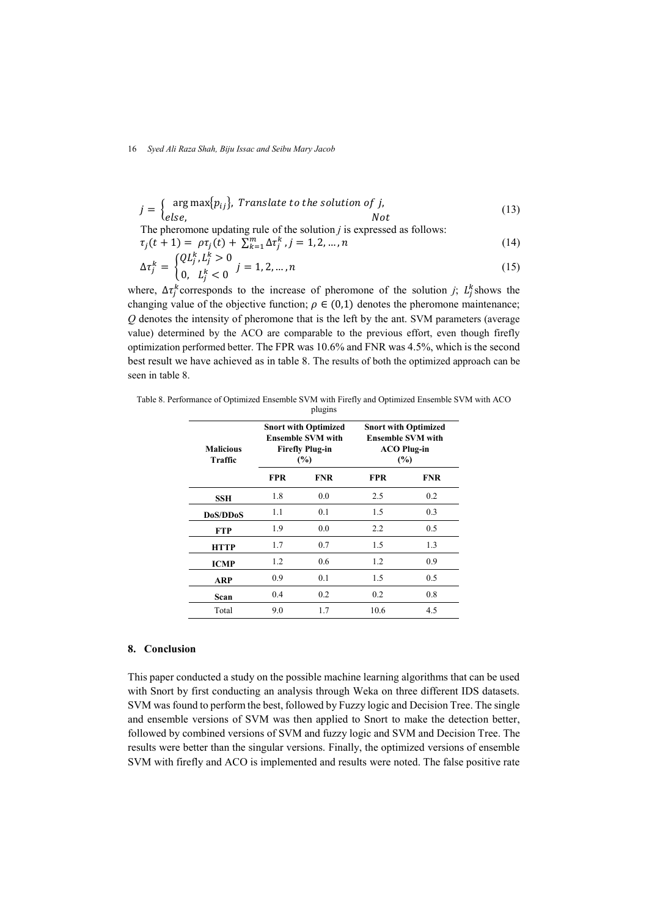$$j = \begin{cases} \arg\max\{p_{ij}\}, & Translate\ to\ the\ solution\ of\ j, \\ else, & Not \end{cases} \tag{13}$$

The pheromone updating rule of the solution *j* is expressed as follows:

$$\tau_j(t+1) = \rho\tau_j(t) + \sum_{k=1}^{m} \Delta\tau_j^k, j = 1, 2, \ldots, n \tag{14}$$

$$\Delta\tau_j^k = \begin{cases} QL_j^k, L_j^k > 0 \\ 0, \ \ L_j^k < 0 \end{cases} j = 1, 2, \ldots, n \tag{15}$$

where, $\Delta\tau_j^k$ corresponds to the increase of pheromone of the solution *j*; $L_j^k$ shows the changing value of the objective function; $\rho \in (0,1)$ denotes the pheromone maintenance; $Q$ denotes the intensity of pheromone that is the left by the ant. SVM parameters (average value) determined by the ACO are comparable to the previous effort, even though firefly optimization performed better. The FPR was 10.6% and FNR was 4.5%, which is the second best result we have achieved as in table 8. The results of both the optimized approach can be seen in table 8.

Table 8. Performance of Optimized Ensemble SVM with Firefly and Optimized Ensemble SVM with ACO plugins

| Malicious Traffic | Snort with Optimized Ensemble SVM with Firefly Plug-in (%) | | Snort with Optimized Ensemble SVM with ACO Plug-in (%) | |
|---|---|---|---|---|
| | **FPR** | **FNR** | **FPR** | **FNR** |
| **SSH** | 1.8 | 0.0 | 2.5 | 0.2 |
| **DoS/DDoS** | 1.1 | 0.1 | 1.5 | 0.3 |
| **FTP** | 1.9 | 0.0 | 2.2 | 0.5 |
| **HTTP** | 1.7 | 0.7 | 1.5 | 1.3 |
| **ICMP** | 1.2 | 0.6 | 1.2 | 0.9 |
| **ARP** | 0.9 | 0.1 | 1.5 | 0.5 |
| **Scan** | 0.4 | 0.2 | 0.2 | 0.8 |
| Total | 9.0 | 1.7 | 10.6 | 4.5 |

## 8. Conclusion

This paper conducted a study on the possible machine learning algorithms that can be used with Snort by first conducting an analysis through Weka on three different IDS datasets. SVM was found to perform the best, followed by Fuzzy logic and Decision Tree. The single and ensemble versions of SVM was then applied to Snort to make the detection better, followed by combined versions of SVM and fuzzy logic and SVM and Decision Tree. The results were better than the singular versions. Finally, the optimized versions of ensemble SVM with firefly and ACO is implemented and results were noted. The false positive rate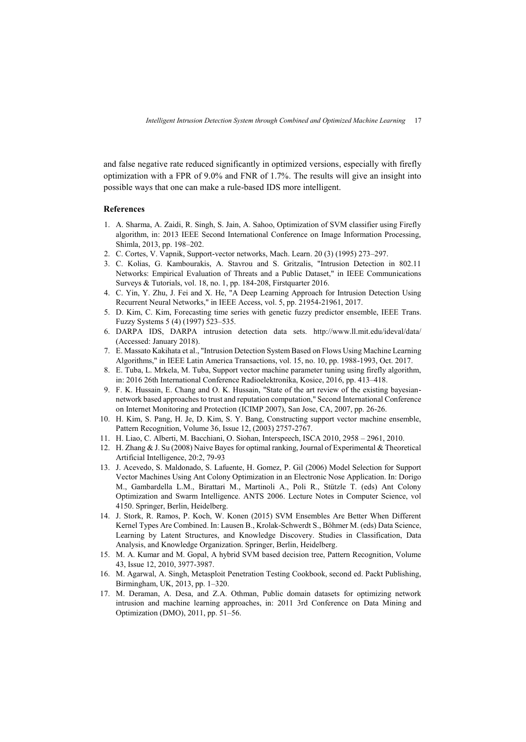and false negative rate reduced significantly in optimized versions, especially with firefly optimization with a FPR of 9.0% and FNR of 1.7%. The results will give an insight into possible ways that one can make a rule-based IDS more intelligent.

### References

1. A. Sharma, A. Zaidi, R. Singh, S. Jain, A. Sahoo, Optimization of SVM classifier using Firefly algorithm, in: 2013 IEEE Second International Conference on Image Information Processing, Shimla, 2013, pp. 198–202.
2. C. Cortes, V. Vapnik, Support-vector networks, Mach. Learn. 20 (3) (1995) 273–297.
3. C. Kolias, G. Kambourakis, A. Stavrou and S. Gritzalis, "Intrusion Detection in 802.11 Networks: Empirical Evaluation of Threats and a Public Dataset," in IEEE Communications Surveys & Tutorials, vol. 18, no. 1, pp. 184-208, Firstquarter 2016.
4. C. Yin, Y. Zhu, J. Fei and X. He, "A Deep Learning Approach for Intrusion Detection Using Recurrent Neural Networks," in IEEE Access, vol. 5, pp. 21954-21961, 2017.
5. D. Kim, C. Kim, Forecasting time series with genetic fuzzy predictor ensemble, IEEE Trans. Fuzzy Systems 5 (4) (1997) 523–535.
6. DARPA IDS, DARPA intrusion detection data sets. http://www.ll.mit.edu/ideval/data/ (Accessed: January 2018).
7. E. Massato Kakihata et al., "Intrusion Detection System Based on Flows Using Machine Learning Algorithms," in IEEE Latin America Transactions, vol. 15, no. 10, pp. 1988-1993, Oct. 2017.
8. E. Tuba, L. Mrkela, M. Tuba, Support vector machine parameter tuning using firefly algorithm, in: 2016 26th International Conference Radioelektronika, Kosice, 2016, pp. 413–418.
9. F. K. Hussain, E. Chang and O. K. Hussain, "State of the art review of the existing bayesian-network based approaches to trust and reputation computation," Second International Conference on Internet Monitoring and Protection (ICIMP 2007), San Jose, CA, 2007, pp. 26-26.
10. H. Kim, S. Pang, H. Je, D. Kim, S. Y. Bang, Constructing support vector machine ensemble, Pattern Recognition, Volume 36, Issue 12, (2003) 2757-2767.
11. H. Liao, C. Alberti, M. Bacchiani, O. Siohan, Interspeech, ISCA 2010, 2958 – 2961, 2010.
12. H. Zhang & J. Su (2008) Naive Bayes for optimal ranking, Journal of Experimental & Theoretical Artificial Intelligence, 20:2, 79-93
13. J. Acevedo, S. Maldonado, S. Lafuente, H. Gomez, P. Gil (2006) Model Selection for Support Vector Machines Using Ant Colony Optimization in an Electronic Nose Application. In: Dorigo M., Gambardella L.M., Birattari M., Martinoli A., Poli R., Stützle T. (eds) Ant Colony Optimization and Swarm Intelligence. ANTS 2006. Lecture Notes in Computer Science, vol 4150. Springer, Berlin, Heidelberg.
14. J. Stork, R. Ramos, P. Koch, W. Konen (2015) SVM Ensembles Are Better When Different Kernel Types Are Combined. In: Lausen B., Krolak-Schwerdt S., Böhmer M. (eds) Data Science, Learning by Latent Structures, and Knowledge Discovery. Studies in Classification, Data Analysis, and Knowledge Organization. Springer, Berlin, Heidelberg.
15. M. A. Kumar and M. Gopal, A hybrid SVM based decision tree, Pattern Recognition, Volume 43, Issue 12, 2010, 3977-3987.
16. M. Agarwal, A. Singh, Metasploit Penetration Testing Cookbook, second ed. Packt Publishing, Birmingham, UK, 2013, pp. 1–320.
17. M. Deraman, A. Desa, and Z.A. Othman, Public domain datasets for optimizing network intrusion and machine learning approaches, in: 2011 3rd Conference on Data Mining and Optimization (DMO), 2011, pp. 51–56.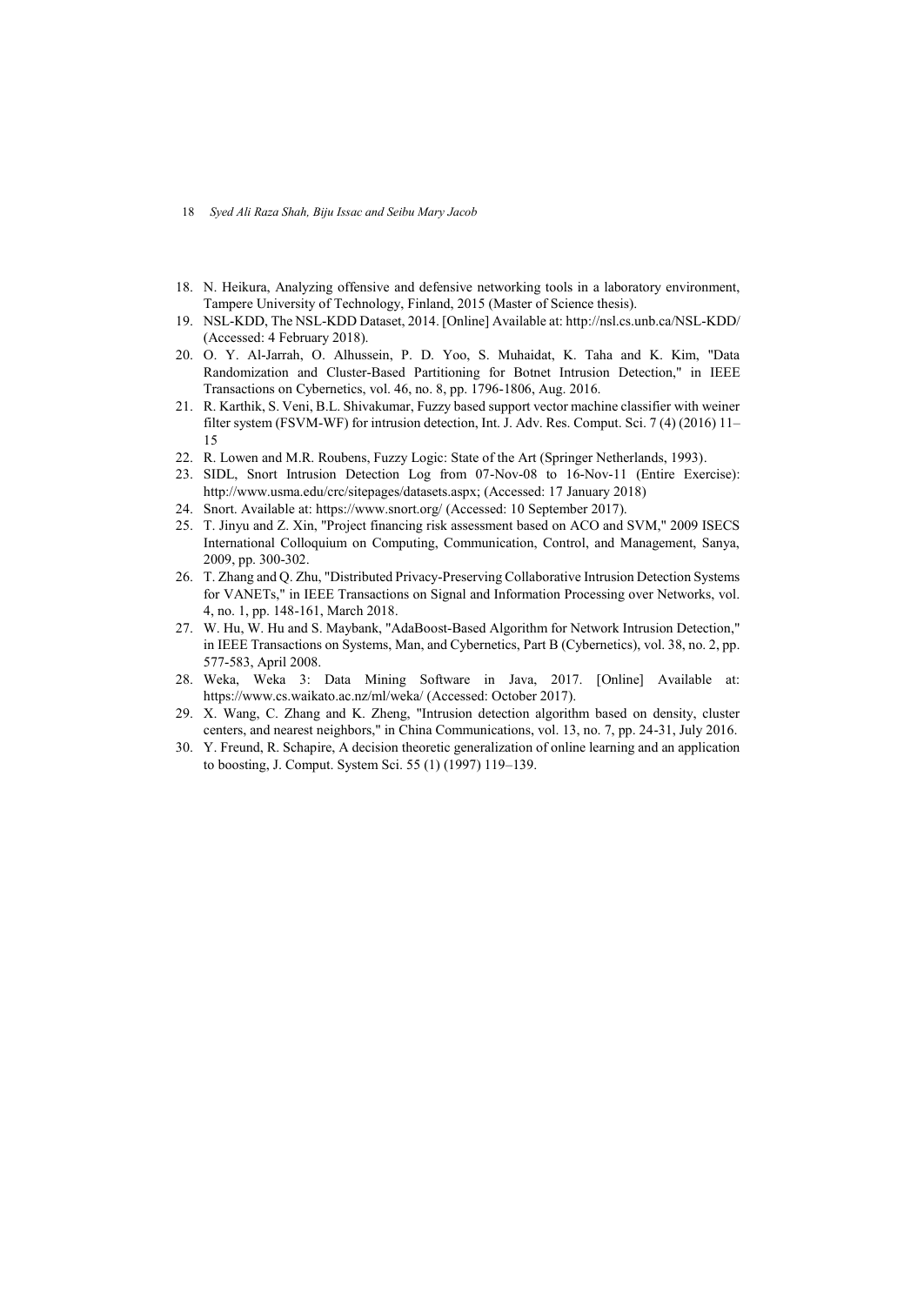18. N. Heikura, Analyzing offensive and defensive networking tools in a laboratory environment, Tampere University of Technology, Finland, 2015 (Master of Science thesis).
19. NSL-KDD, The NSL-KDD Dataset, 2014. [Online] Available at: http://nsl.cs.unb.ca/NSL-KDD/ (Accessed: 4 February 2018).
20. O. Y. Al-Jarrah, O. Alhussein, P. D. Yoo, S. Muhaidat, K. Taha and K. Kim, "Data Randomization and Cluster-Based Partitioning for Botnet Intrusion Detection," in IEEE Transactions on Cybernetics, vol. 46, no. 8, pp. 1796-1806, Aug. 2016.
21. R. Karthik, S. Veni, B.L. Shivakumar, Fuzzy based support vector machine classifier with weiner filter system (FSVM-WF) for intrusion detection, Int. J. Adv. Res. Comput. Sci. 7 (4) (2016) 11–15
22. R. Lowen and M.R. Roubens, Fuzzy Logic: State of the Art (Springer Netherlands, 1993).
23. SIDL, Snort Intrusion Detection Log from 07-Nov-08 to 16-Nov-11 (Entire Exercise): http://www.usma.edu/crc/sitepages/datasets.aspx; (Accessed: 17 January 2018)
24. Snort. Available at: https://www.snort.org/ (Accessed: 10 September 2017).
25. T. Jinyu and Z. Xin, "Project financing risk assessment based on ACO and SVM," 2009 ISECS International Colloquium on Computing, Communication, Control, and Management, Sanya, 2009, pp. 300-302.
26. T. Zhang and Q. Zhu, "Distributed Privacy-Preserving Collaborative Intrusion Detection Systems for VANETs," in IEEE Transactions on Signal and Information Processing over Networks, vol. 4, no. 1, pp. 148-161, March 2018.
27. W. Hu, W. Hu and S. Maybank, "AdaBoost-Based Algorithm for Network Intrusion Detection," in IEEE Transactions on Systems, Man, and Cybernetics, Part B (Cybernetics), vol. 38, no. 2, pp. 577-583, April 2008.
28. Weka, Weka 3: Data Mining Software in Java, 2017. [Online] Available at: https://www.cs.waikato.ac.nz/ml/weka/ (Accessed: October 2017).
29. X. Wang, C. Zhang and K. Zheng, "Intrusion detection algorithm based on density, cluster centers, and nearest neighbors," in China Communications, vol. 13, no. 7, pp. 24-31, July 2016.
30. Y. Freund, R. Schapire, A decision theoretic generalization of online learning and an application to boosting, J. Comput. System Sci. 55 (1) (1997) 119–139.